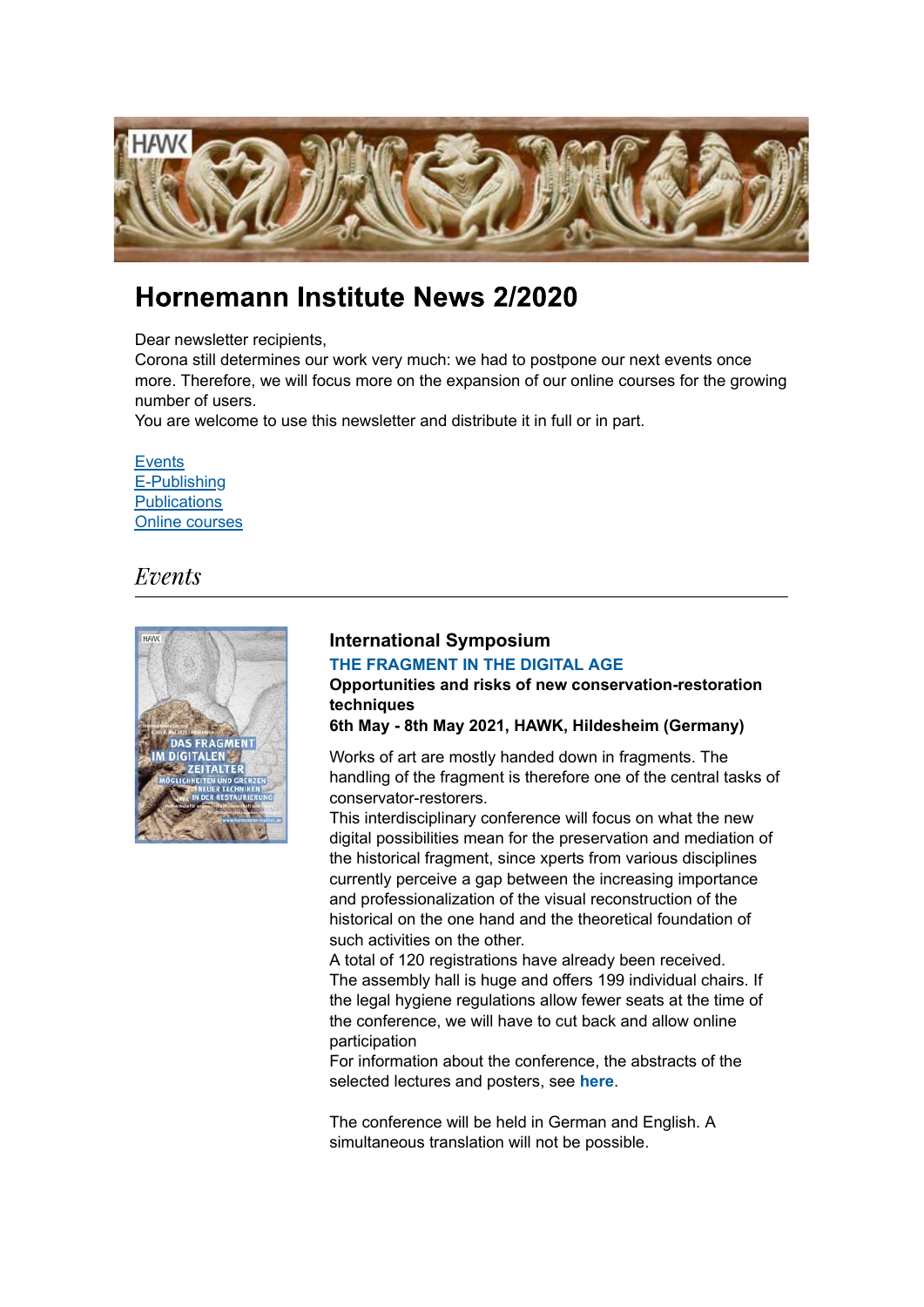# Hornemann Institute News 2/2020

Dear newsletter recipients,
Corona still determines our work very much: we had to postpone our next events once more. Therefore, we will focus more on the expansion of our online courses for the growing number of users.
You are welcome to use this newsletter and distribute it in full or in part.

[Events](#)
[E-Publishing](#)
[Publications](#)
[Online courses](#)

## *Events*

### International Symposium

**THE FRAGMENT IN THE DIGITAL AGE**

**Opportunities and risks of new conservation-restoration techniques**
**6th May - 8th May 2021, HAWK, Hildesheim (Germany)**

Works of art are mostly handed down in fragments. The handling of the fragment is therefore one of the central tasks of conservator-restorers.
This interdisciplinary conference will focus on what the new digital possibilities mean for the preservation and mediation of the historical fragment, since xperts from various disciplines currently perceive a gap between the increasing importance and professionalization of the visual reconstruction of the historical on the one hand and the theoretical foundation of such activities on the other.
A total of 120 registrations have already been received.
The assembly hall is huge and offers 199 individual chairs. If the legal hygiene regulations allow fewer seats at the time of the conference, we will have to cut back and allow online participation
For information about the conference, the abstracts of the selected lectures and posters, see **here**.

The conference will be held in German and English. A simultaneous translation will not be possible.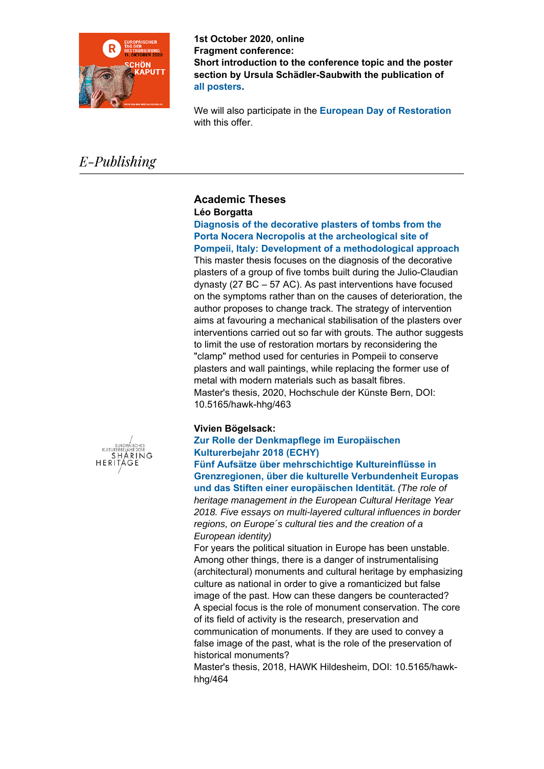**1st October 2020, online**
**Fragment conference:**
**Short introduction to the conference topic and the poster section by Ursula Schädler-Saubwith the publication of all posters.**

We will also participate in the **European Day of Restoration** with this offer.

## *E-Publishing*

### Academic Theses

**Léo Borgatta**

**Diagnosis of the decorative plasters of tombs from the Porta Nocera Necropolis at the archeological site of Pompeii, Italy: Development of a methodological approach**

This master thesis focuses on the diagnosis of the decorative plasters of a group of five tombs built during the Julio-Claudian dynasty (27 BC – 57 AC). As past interventions have focused on the symptoms rather than on the causes of deterioration, the author proposes to change track. The strategy of intervention aims at favouring a mechanical stabilisation of the plasters over interventions carried out so far with grouts. The author suggests to limit the use of restoration mortars by reconsidering the "clamp" method used for centuries in Pompeii to conserve plasters and wall paintings, while replacing the former use of metal with modern materials such as basalt fibres.
Master's thesis, 2020, Hochschule der Künste Bern, DOI: 10.5165/hawk-hhg/463

**Vivien Bögelsack:**

**Zur Rolle der Denkmapflege im Europäischen Kulturerbejahr 2018 (ECHY)**
**Fünf Aufsätze über mehrschichtige Kultureinflüsse in Grenzregionen, über die kulturelle Verbundenheit Europas und das Stiften einer europäischen Identität.** *(The role of heritage management in the European Cultural Heritage Year 2018. Five essays on multi-layered cultural influences in border regions, on Europe´s cultural ties and the creation of a European identity)*

For years the political situation in Europe has been unstable. Among other things, there is a danger of instrumentalising (architectural) monuments and cultural heritage by emphasizing culture as national in order to give a romanticized but false image of the past. How can these dangers be counteracted? A special focus is the role of monument conservation. The core of its field of activity is the research, preservation and communication of monuments. If they are used to convey a false image of the past, what is the role of the preservation of historical monuments?
Master's thesis, 2018, HAWK Hildesheim, DOI: 10.5165/hawk-hhg/464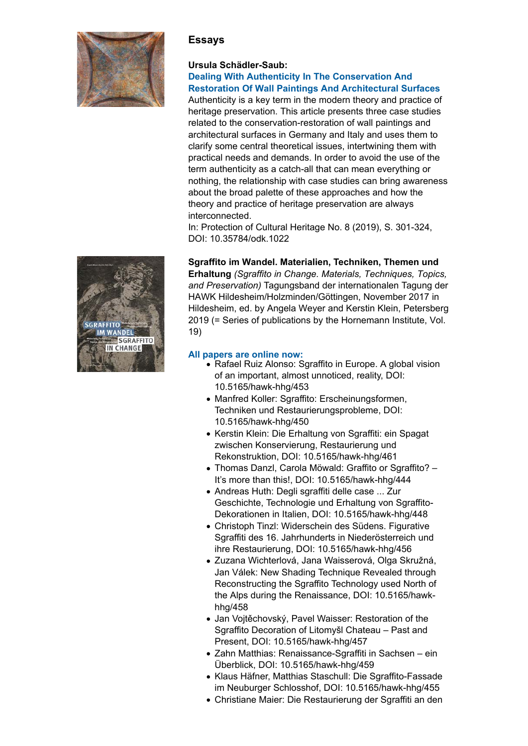## Essays

**Ursula Schädler-Saub:**
**Dealing With Authenticity In The Conservation And Restoration Of Wall Paintings And Architectural Surfaces**
Authenticity is a key term in the modern theory and practice of heritage preservation. This article presents three case studies related to the conservation-restoration of wall paintings and architectural surfaces in Germany and Italy and uses them to clarify some central theoretical issues, intertwining them with practical needs and demands. In order to avoid the use of the term authenticity as a catch-all that can mean everything or nothing, the relationship with case studies can bring awareness about the broad palette of these approaches and how the theory and practice of heritage preservation are always interconnected.
In: Protection of Cultural Heritage No. 8 (2019), S. 301-324, DOI: 10.35784/odk.1022

**Sgraffito im Wandel. Materialien, Techniken, Themen und Erhaltung** *(Sgraffito in Change. Materials, Techniques, Topics, and Preservation)* Tagungsband der internationalen Tagung der HAWK Hildesheim/Holzminden/Göttingen, November 2017 in Hildesheim, ed. by Angela Weyer and Kerstin Klein, Petersberg 2019 (= Series of publications by the Hornemann Institute, Vol. 19)

**All papers are online now:**

- Rafael Ruiz Alonso: Sgraffito in Europe. A global vision of an important, almost unnoticed, reality, DOI: 10.5165/hawk-hhg/453
- Manfred Koller: Sgraffito: Erscheinungsformen, Techniken und Restaurierungsprobleme, DOI: 10.5165/hawk-hhg/450
- Kerstin Klein: Die Erhaltung von Sgraffiti: ein Spagat zwischen Konservierung, Restaurierung und Rekonstruktion, DOI: 10.5165/hawk-hhg/461
- Thomas Danzl, Carola Möwald: Graffito or Sgraffito? – It's more than this!, DOI: 10.5165/hawk-hhg/444
- Andreas Huth: Degli sgraffiti delle case ... Zur Geschichte, Technologie und Erhaltung von Sgraffito-Dekorationen in Italien, DOI: 10.5165/hawk-hhg/448
- Christoph Tinzl: Widerschein des Südens. Figurative Sgraffiti des 16. Jahrhunderts in Niederösterreich und ihre Restaurierung, DOI: 10.5165/hawk-hhg/456
- Zuzana Wichterlová, Jana Waisserová, Olga Skružná, Jan Válek: New Shading Technique Revealed through Reconstructing the Sgraffito Technology used North of the Alps during the Renaissance, DOI: 10.5165/hawk-hhg/458
- Jan Vojtěchovský, Pavel Waisser: Restoration of the Sgraffito Decoration of Litomyšl Chateau – Past and Present, DOI: 10.5165/hawk-hhg/457
- Zahn Matthias: Renaissance-Sgraffiti in Sachsen – ein Überblick, DOI: 10.5165/hawk-hhg/459
- Klaus Häfner, Matthias Staschull: Die Sgraffito-Fassade im Neuburger Schlosshof, DOI: 10.5165/hawk-hhg/455
- Christiane Maier: Die Restaurierung der Sgraffiti an den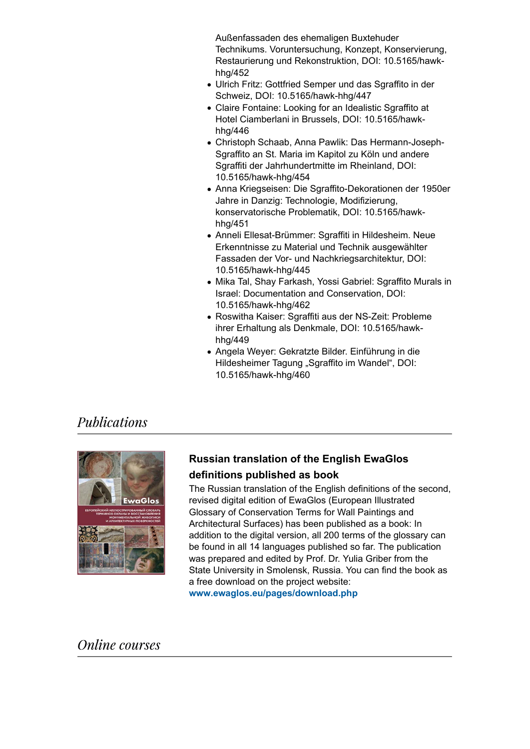Außenfassaden des ehemaligen Buxtehuder Technikums. Voruntersuchung, Konzept, Konservierung, Restaurierung und Rekonstruktion, DOI: 10.5165/hawk-hhg/452

- Ulrich Fritz: Gottfried Semper und das Sgraffito in der Schweiz, DOI: 10.5165/hawk-hhg/447
- Claire Fontaine: Looking for an Idealistic Sgraffito at Hotel Ciamberlani in Brussels, DOI: 10.5165/hawk-hhg/446
- Christoph Schaab, Anna Pawlik: Das Hermann-Joseph-Sgraffito an St. Maria im Kapitol zu Köln und andere Sgraffiti der Jahrhundertmitte im Rheinland, DOI: 10.5165/hawk-hhg/454
- Anna Kriegseisen: Die Sgraffito-Dekorationen der 1950er Jahre in Danzig: Technologie, Modifizierung, konservatorische Problematik, DOI: 10.5165/hawk-hhg/451
- Anneli Ellesat-Brümmer: Sgraffiti in Hildesheim. Neue Erkenntnisse zu Material und Technik ausgewählter Fassaden der Vor- und Nachkriegsarchitektur, DOI: 10.5165/hawk-hhg/445
- Mika Tal, Shay Farkash, Yossi Gabriel: Sgraffito Murals in Israel: Documentation and Conservation, DOI: 10.5165/hawk-hhg/462
- Roswitha Kaiser: Sgraffiti aus der NS-Zeit: Probleme ihrer Erhaltung als Denkmale, DOI: 10.5165/hawk-hhg/449
- Angela Weyer: Gekratzte Bilder. Einführung in die Hildesheimer Tagung „Sgraffito im Wandel", DOI: 10.5165/hawk-hhg/460

## *Publications*

### Russian translation of the English EwaGlos definitions published as book

The Russian translation of the English definitions of the second, revised digital edition of EwaGlos (European Illustrated Glossary of Conservation Terms for Wall Paintings and Architectural Surfaces) has been published as a book: In addition to the digital version, all 200 terms of the glossary can be found in all 14 languages published so far. The publication was prepared and edited by Prof. Dr. Yulia Griber from the State University in Smolensk, Russia. You can find the book as a free download on the project website: **www.ewaglos.eu/pages/download.php**

## *Online courses*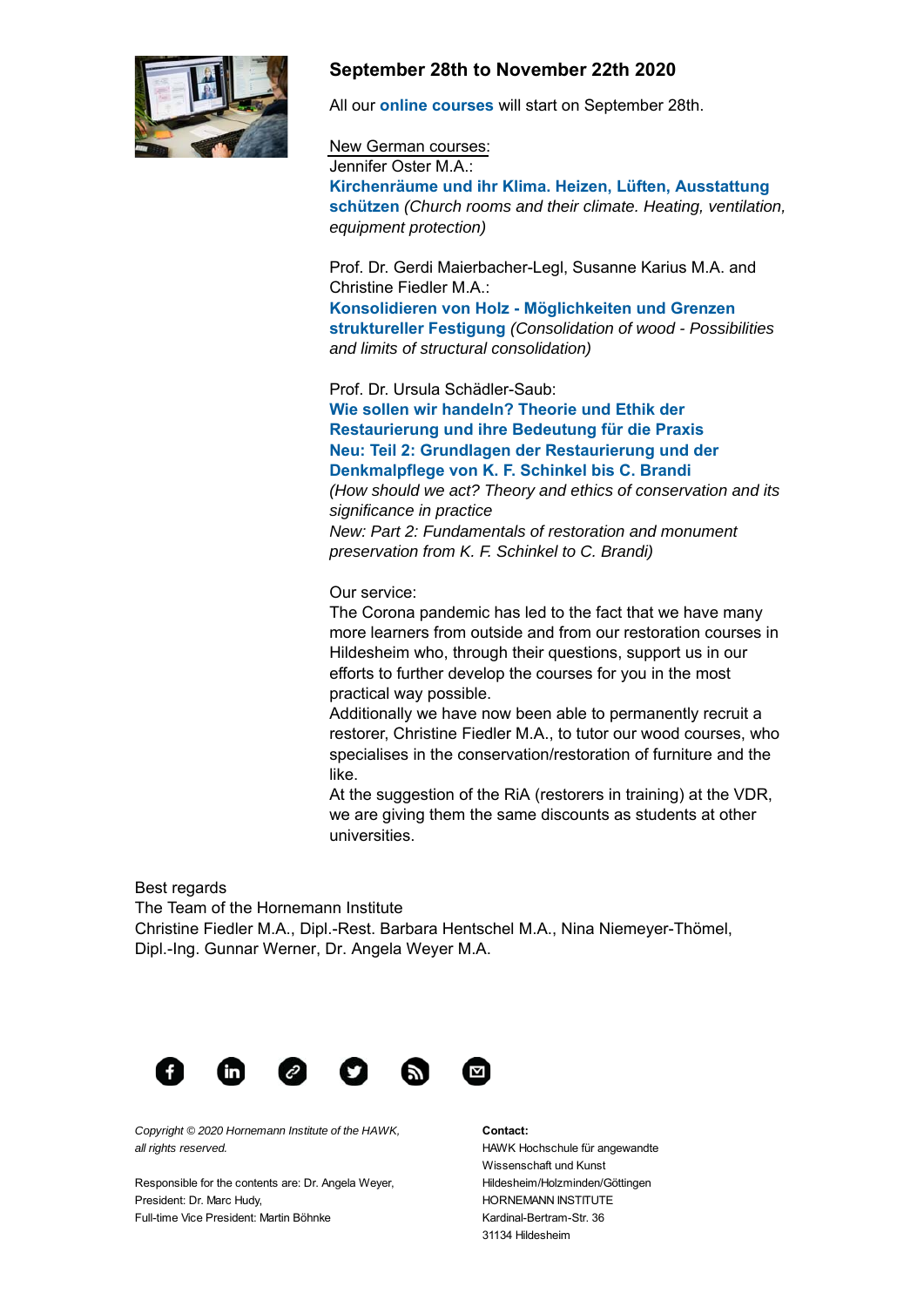## September 28th to November 22th 2020

All our **online courses** will start on September 28th.

New German courses:
Jennifer Oster M.A.:
**Kirchenräume und ihr Klima. Heizen, Lüften, Ausstattung schützen** *(Church rooms and their climate. Heating, ventilation, equipment protection)*

Prof. Dr. Gerdi Maierbacher-Legl, Susanne Karius M.A. and Christine Fiedler M.A.:
**Konsolidieren von Holz - Möglichkeiten und Grenzen struktureller Festigung** *(Consolidation of wood - Possibilities and limits of structural consolidation)*

Prof. Dr. Ursula Schädler-Saub:
**Wie sollen wir handeln? Theorie und Ethik der Restaurierung und ihre Bedeutung für die Praxis**
**Neu: Teil 2: Grundlagen der Restaurierung und der Denkmalpflege von K. F. Schinkel bis C. Brandi**
*(How should we act? Theory and ethics of conservation and its significance in practice*
*New: Part 2: Fundamentals of restoration and monument preservation from K. F. Schinkel to C. Brandi)*

Our service:
The Corona pandemic has led to the fact that we have many more learners from outside and from our restoration courses in Hildesheim who, through their questions, support us in our efforts to further develop the courses for you in the most practical way possible.
Additionally we have now been able to permanently recruit a restorer, Christine Fiedler M.A., to tutor our wood courses, who specialises in the conservation/restoration of furniture and the like.
At the suggestion of the RiA (restorers in training) at the VDR, we are giving them the same discounts as students at other universities.

Best regards
The Team of the Hornemann Institute
Christine Fiedler M.A., Dipl.-Rest. Barbara Hentschel M.A., Nina Niemeyer-Thömel, Dipl.-Ing. Gunnar Werner, Dr. Angela Weyer M.A.

*Copyright © 2020 Hornemann Institute of the HAWK, all rights reserved.*

Responsible for the contents are: Dr. Angela Weyer,
President: Dr. Marc Hudy,
Full-time Vice President: Martin Böhnke

**Contact:**
HAWK Hochschule für angewandte Wissenschaft und Kunst
Hildesheim/Holzminden/Göttingen
HORNEMANN INSTITUTE
Kardinal-Bertram-Str. 36
31134 Hildesheim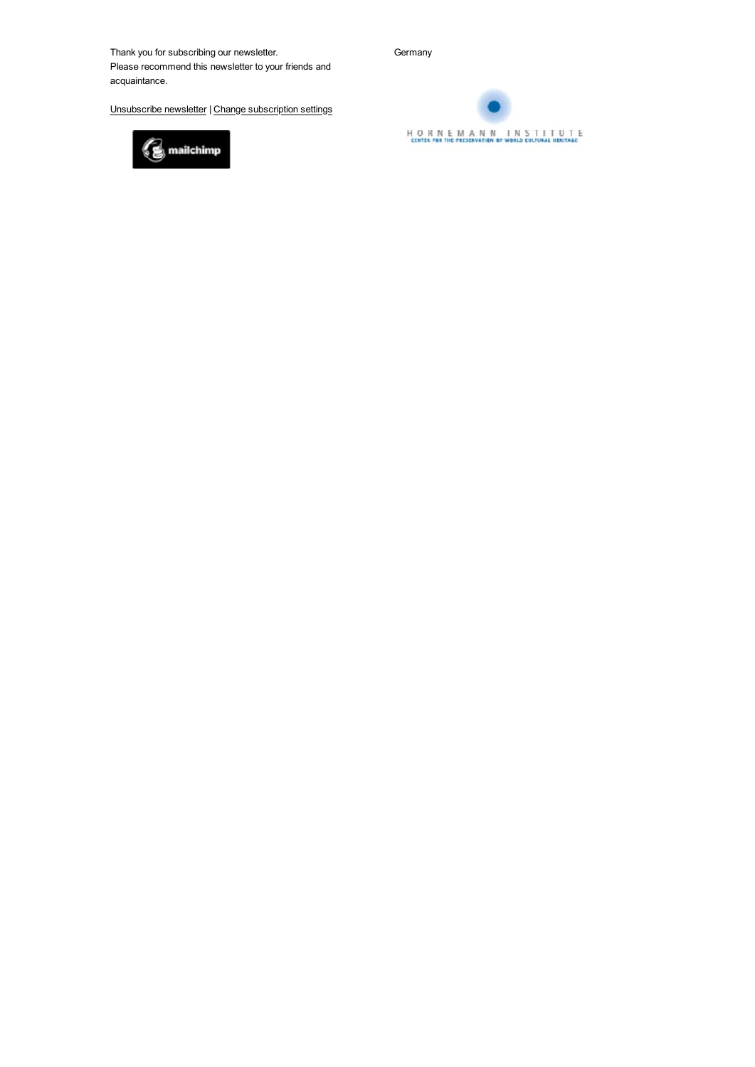Thank you for subscribing our newsletter.
Please recommend this newsletter to your friends and acquaintance.

Unsubscribe newsletter | Change subscription settings

Germany

HORNEMANN INSTITUTE
CENTER FOR THE PRESERVATION OF WORLD CULTURAL HERITAGE